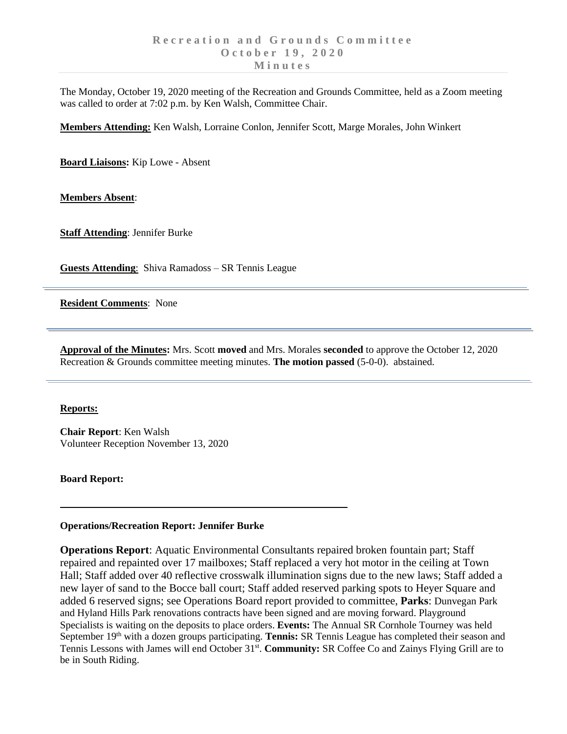# Recreation and Grounds Committee
## October 19, 2020
## Minutes

The Monday, October 19, 2020 meeting of the Recreation and Grounds Committee, held as a Zoom meeting was called to order at 7:02 p.m. by Ken Walsh, Committee Chair.

**Members Attending:** Ken Walsh, Lorraine Conlon, Jennifer Scott, Marge Morales, John Winkert

**Board Liaisons:** Kip Lowe - Absent

**Members Absent**:

**Staff Attending**: Jennifer Burke

**Guests Attending**: Shiva Ramadoss – SR Tennis League

---

**Resident Comments**: None

---

**Approval of the Minutes:** Mrs. Scott **moved** and Mrs. Morales **seconded** to approve the October 12, 2020 Recreation & Grounds committee meeting minutes. **The motion passed** (5-0-0). abstained.

---

**Reports:**

**Chair Report**: Ken Walsh
Volunteer Reception November 13, 2020

**Board Report:**

---

**Operations/Recreation Report: Jennifer Burke**

**Operations Report**: Aquatic Environmental Consultants repaired broken fountain part; Staff repaired and repainted over 17 mailboxes; Staff replaced a very hot motor in the ceiling at Town Hall; Staff added over 40 reflective crosswalk illumination signs due to the new laws; Staff added a new layer of sand to the Bocce ball court; Staff added reserved parking spots to Heyer Square and added 6 reserved signs; see Operations Board report provided to committee, **Parks**: Dunvegan Park and Hyland Hills Park renovations contracts have been signed and are moving forward. Playground Specialists is waiting on the deposits to place orders. **Events:** The Annual SR Cornhole Tourney was held September 19th with a dozen groups participating. **Tennis:** SR Tennis League has completed their season and Tennis Lessons with James will end October 31st. **Community:** SR Coffee Co and Zainys Flying Grill are to be in South Riding.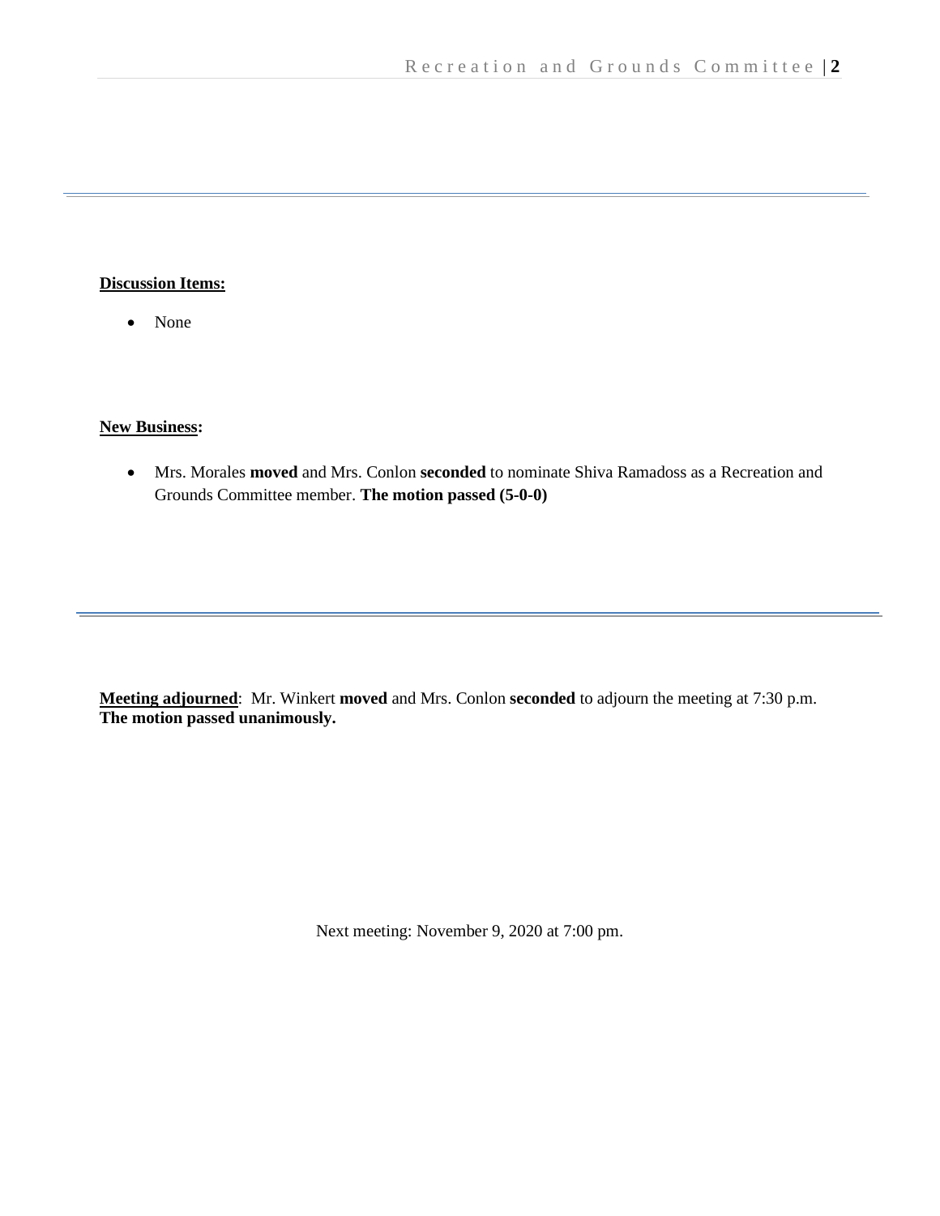**Discussion Items:**

- None

**New Business:**

- Mrs. Morales **moved** and Mrs. Conlon **seconded** to nominate Shiva Ramadoss as a Recreation and Grounds Committee member. **The motion passed (5-0-0)**

**Meeting adjourned**: Mr. Winkert **moved** and Mrs. Conlon **seconded** to adjourn the meeting at 7:30 p.m. **The motion passed unanimously.**

Next meeting: November 9, 2020 at 7:00 pm.